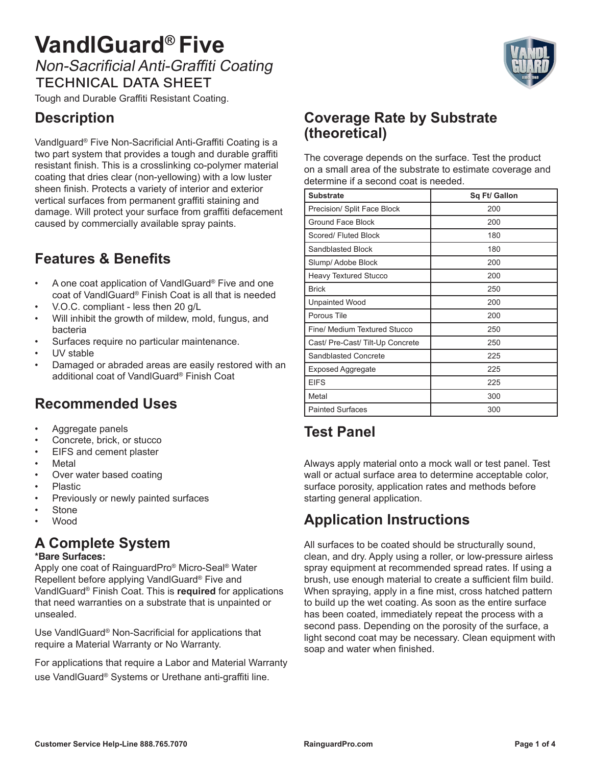# VandlGuard® Five

*Non-Sacrificial Anti-Graffiti Coating*

TECHNICAL DATA SHEET

Tough and Durable Graffiti Resistant Coating.

## Description

Vandlguard® Five Non-Sacrificial Anti-Graffiti Coating is a two part system that provides a tough and durable graffiti resistant finish. This is a crosslinking co-polymer material coating that dries clear (non-yellowing) with a low luster sheen finish. Protects a variety of interior and exterior vertical surfaces from permanent graffiti staining and damage. Will protect your surface from graffiti defacement caused by commercially available spray paints.

## Features & Benefits

- A one coat application of VandlGuard® Five and one coat of VandlGuard® Finish Coat is all that is needed
- V.O.C. compliant - less then 20 g/L
- Will inhibit the growth of mildew, mold, fungus, and bacteria
- Surfaces require no particular maintenance.
- UV stable
- Damaged or abraded areas are easily restored with an additional coat of VandlGuard® Finish Coat

## Recommended Uses

- Aggregate panels
- Concrete, brick, or stucco
- EIFS and cement plaster
- Metal
- Over water based coating
- Plastic
- Previously or newly painted surfaces
- Stone
- Wood

## A Complete System

**\*Bare Surfaces:**

Apply one coat of RainguardPro® Micro-Seal® Water Repellent before applying VandlGuard® Five and VandlGuard® Finish Coat. This is **required** for applications that need warranties on a substrate that is unpainted or unsealed.

Use VandlGuard® Non-Sacrificial for applications that require a Material Warranty or No Warranty.

For applications that require a Labor and Material Warranty use VandlGuard® Systems or Urethane anti-graffiti line.

## Coverage Rate by Substrate (theoretical)

The coverage depends on the surface. Test the product on a small area of the substrate to estimate coverage and determine if a second coat is needed.

| Substrate | Sq Ft/ Gallon |
|---|---|
| Precision/ Split Face Block | 200 |
| Ground Face Block | 200 |
| Scored/ Fluted Block | 180 |
| Sandblasted Block | 180 |
| Slump/ Adobe Block | 200 |
| Heavy Textured Stucco | 200 |
| Brick | 250 |
| Unpainted Wood | 200 |
| Porous Tile | 200 |
| Fine/ Medium Textured Stucco | 250 |
| Cast/ Pre-Cast/ Tilt-Up Concrete | 250 |
| Sandblasted Concrete | 225 |
| Exposed Aggregate | 225 |
| EIFS | 225 |
| Metal | 300 |
| Painted Surfaces | 300 |

## Test Panel

Always apply material onto a mock wall or test panel. Test wall or actual surface area to determine acceptable color, surface porosity, application rates and methods before starting general application.

## Application Instructions

All surfaces to be coated should be structurally sound, clean, and dry. Apply using a roller, or low-pressure airless spray equipment at recommended spread rates. If using a brush, use enough material to create a sufficient film build. When spraying, apply in a fine mist, cross hatched pattern to build up the wet coating. As soon as the entire surface has been coated, immediately repeat the process with a second pass. Depending on the porosity of the surface, a light second coat may be necessary. Clean equipment with soap and water when finished.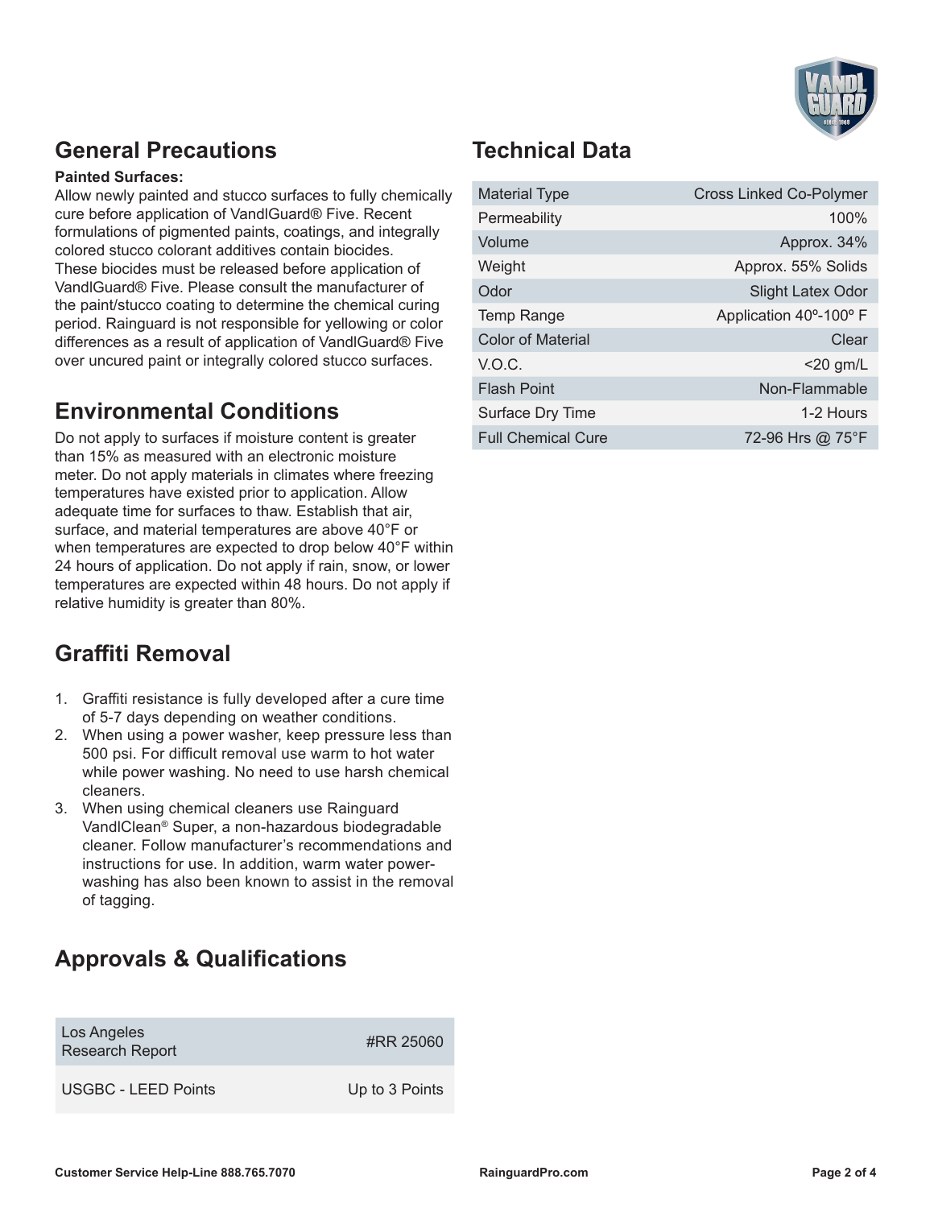## General Precautions

**Painted Surfaces:**

Allow newly painted and stucco surfaces to fully chemically cure before application of VandlGuard® Five. Recent formulations of pigmented paints, coatings, and integrally colored stucco colorant additives contain biocides. These biocides must be released before application of VandlGuard® Five. Please consult the manufacturer of the paint/stucco coating to determine the chemical curing period. Rainguard is not responsible for yellowing or color differences as a result of application of VandlGuard® Five over uncured paint or integrally colored stucco surfaces.

## Environmental Conditions

Do not apply to surfaces if moisture content is greater than 15% as measured with an electronic moisture meter. Do not apply materials in climates where freezing temperatures have existed prior to application. Allow adequate time for surfaces to thaw. Establish that air, surface, and material temperatures are above 40°F or when temperatures are expected to drop below 40°F within 24 hours of application. Do not apply if rain, snow, or lower temperatures are expected within 48 hours. Do not apply if relative humidity is greater than 80%.

## Graffiti Removal

1. Graffiti resistance is fully developed after a cure time of 5-7 days depending on weather conditions.
2. When using a power washer, keep pressure less than 500 psi. For difficult removal use warm to hot water while power washing. No need to use harsh chemical cleaners.
3. When using chemical cleaners use Rainguard VandlClean® Super, a non-hazardous biodegradable cleaner. Follow manufacturer's recommendations and instructions for use. In addition, warm water power-washing has also been known to assist in the removal of tagging.

## Approvals & Qualifications

| | |
|---|---|
| Los Angeles Research Report | #RR 25060 |
| USGBC - LEED Points | Up to 3 Points |

## Technical Data

| | |
|---|---|
| Material Type | Cross Linked Co-Polymer |
| Permeability | 100% |
| Volume | Approx. 34% |
| Weight | Approx. 55% Solids |
| Odor | Slight Latex Odor |
| Temp Range | Application 40º-100º F |
| Color of Material | Clear |
| V.O.C. | <20 gm/L |
| Flash Point | Non-Flammable |
| Surface Dry Time | 1-2 Hours |
| Full Chemical Cure | 72-96 Hrs @ 75°F |

Customer Service Help-Line 888.765.7070

RainguardPro.com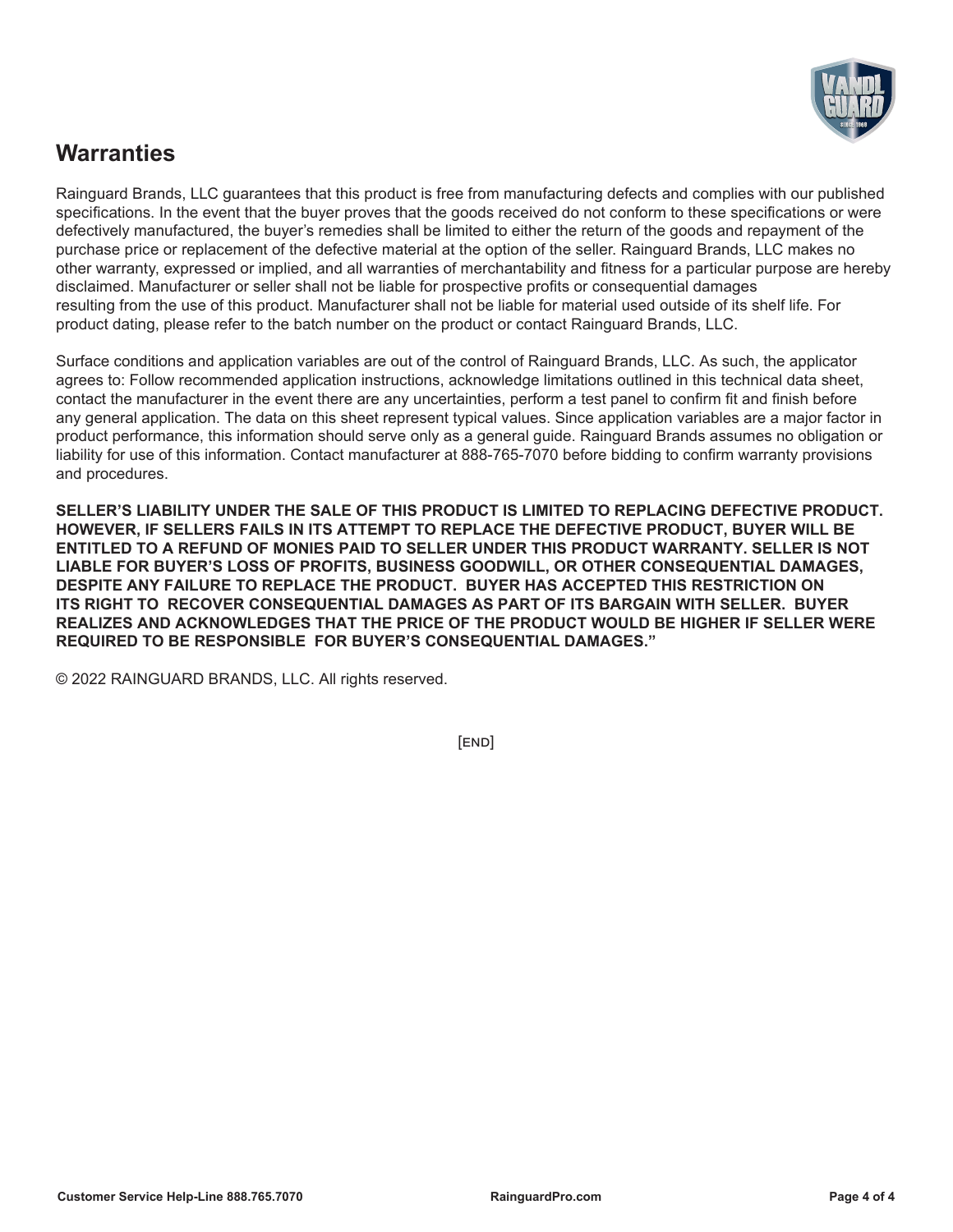## Warranties

Rainguard Brands, LLC guarantees that this product is free from manufacturing defects and complies with our published specifications. In the event that the buyer proves that the goods received do not conform to these specifications or were defectively manufactured, the buyer's remedies shall be limited to either the return of the goods and repayment of the purchase price or replacement of the defective material at the option of the seller. Rainguard Brands, LLC makes no other warranty, expressed or implied, and all warranties of merchantability and fitness for a particular purpose are hereby disclaimed. Manufacturer or seller shall not be liable for prospective profits or consequential damages resulting from the use of this product. Manufacturer shall not be liable for material used outside of its shelf life. For product dating, please refer to the batch number on the product or contact Rainguard Brands, LLC.

Surface conditions and application variables are out of the control of Rainguard Brands, LLC. As such, the applicator agrees to: Follow recommended application instructions, acknowledge limitations outlined in this technical data sheet, contact the manufacturer in the event there are any uncertainties, perform a test panel to confirm fit and finish before any general application. The data on this sheet represent typical values. Since application variables are a major factor in product performance, this information should serve only as a general guide. Rainguard Brands assumes no obligation or liability for use of this information. Contact manufacturer at 888-765-7070 before bidding to confirm warranty provisions and procedures.

**SELLER'S LIABILITY UNDER THE SALE OF THIS PRODUCT IS LIMITED TO REPLACING DEFECTIVE PRODUCT. HOWEVER, IF SELLERS FAILS IN ITS ATTEMPT TO REPLACE THE DEFECTIVE PRODUCT, BUYER WILL BE ENTITLED TO A REFUND OF MONIES PAID TO SELLER UNDER THIS PRODUCT WARRANTY. SELLER IS NOT LIABLE FOR BUYER'S LOSS OF PROFITS, BUSINESS GOODWILL, OR OTHER CONSEQUENTIAL DAMAGES, DESPITE ANY FAILURE TO REPLACE THE PRODUCT. BUYER HAS ACCEPTED THIS RESTRICTION ON ITS RIGHT TO RECOVER CONSEQUENTIAL DAMAGES AS PART OF ITS BARGAIN WITH SELLER. BUYER REALIZES AND ACKNOWLEDGES THAT THE PRICE OF THE PRODUCT WOULD BE HIGHER IF SELLER WERE REQUIRED TO BE RESPONSIBLE FOR BUYER'S CONSEQUENTIAL DAMAGES."**

© 2022 RAINGUARD BRANDS, LLC. All rights reserved.

[END]